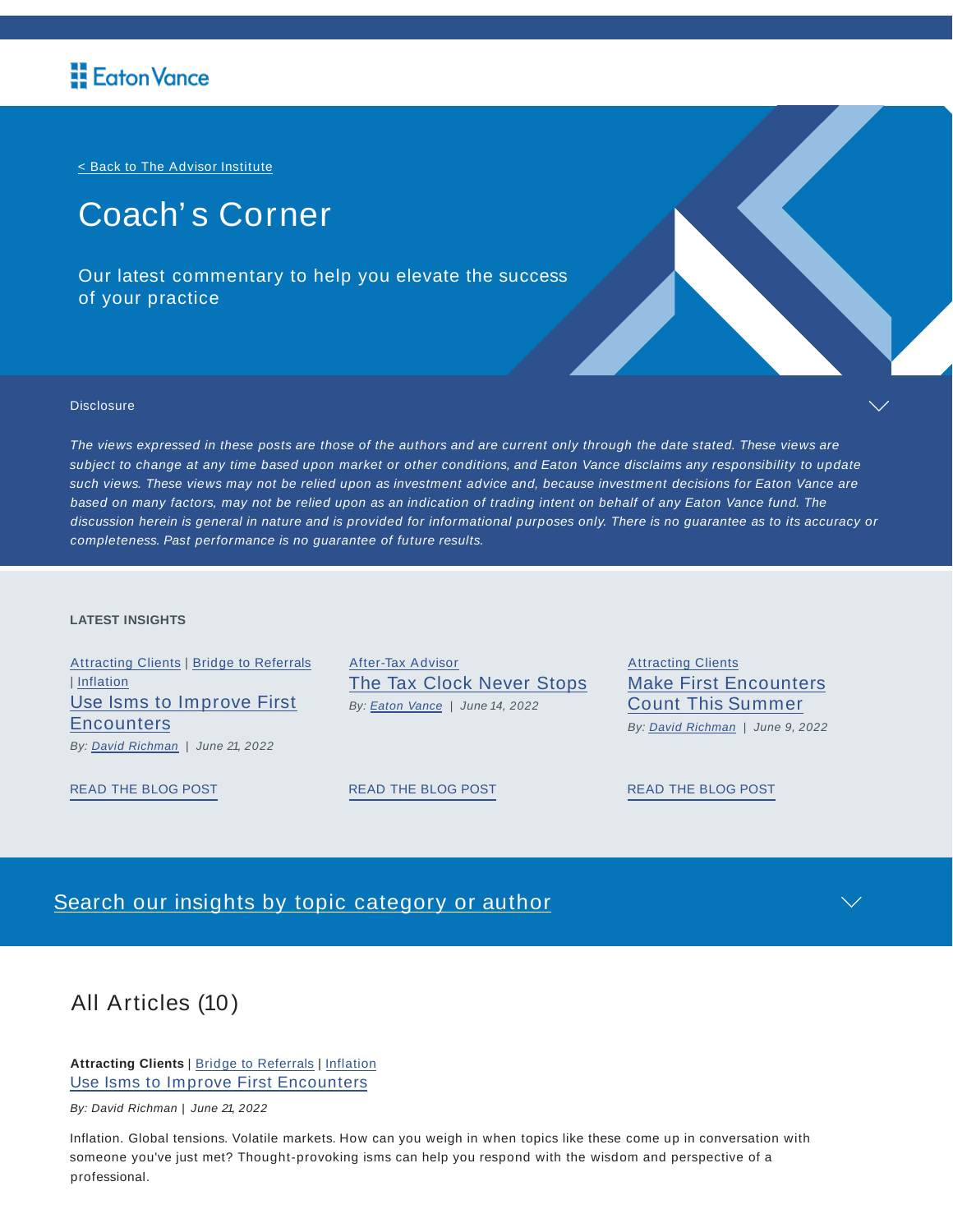Eaton Vance

< Back to The Advisor Institute

# Coach's Corner

Our latest commentary to help you elevate the success of your practice

Disclosure

*The views expressed in these posts are those of the authors and are current only through the date stated. These views are subject to change at any time based upon market or other conditions, and Eaton Vance disclaims any responsibility to update such views. These views may not be relied upon as investment advice and, because investment decisions for Eaton Vance are based on many factors, may not be relied upon as an indication of trading intent on behalf of any Eaton Vance fund. The discussion herein is general in nature and is provided for informational purposes only. There is no guarantee as to its accuracy or completeness. Past performance is no guarantee of future results.*

**LATEST INSIGHTS**

Attracting Clients | Bridge to Referrals | Inflation

### Use Isms to Improve First Encounters

*By: David Richman | June 21, 2022*

READ THE BLOG POST

After-Tax Advisor

### The Tax Clock Never Stops

*By: Eaton Vance | June 14, 2022*

READ THE BLOG POST

Attracting Clients

### Make First Encounters Count This Summer

*By: David Richman | June 9, 2022*

READ THE BLOG POST

Search our insights by topic category or author

## All Articles (10)

**Attracting Clients** | Bridge to Referrals | Inflation

### Use Isms to Improve First Encounters

*By: David Richman | June 21, 2022*

Inflation. Global tensions. Volatile markets. How can you weigh in when topics like these come up in conversation with someone you've just met? Thought-provoking isms can help you respond with the wisdom and perspective of a professional.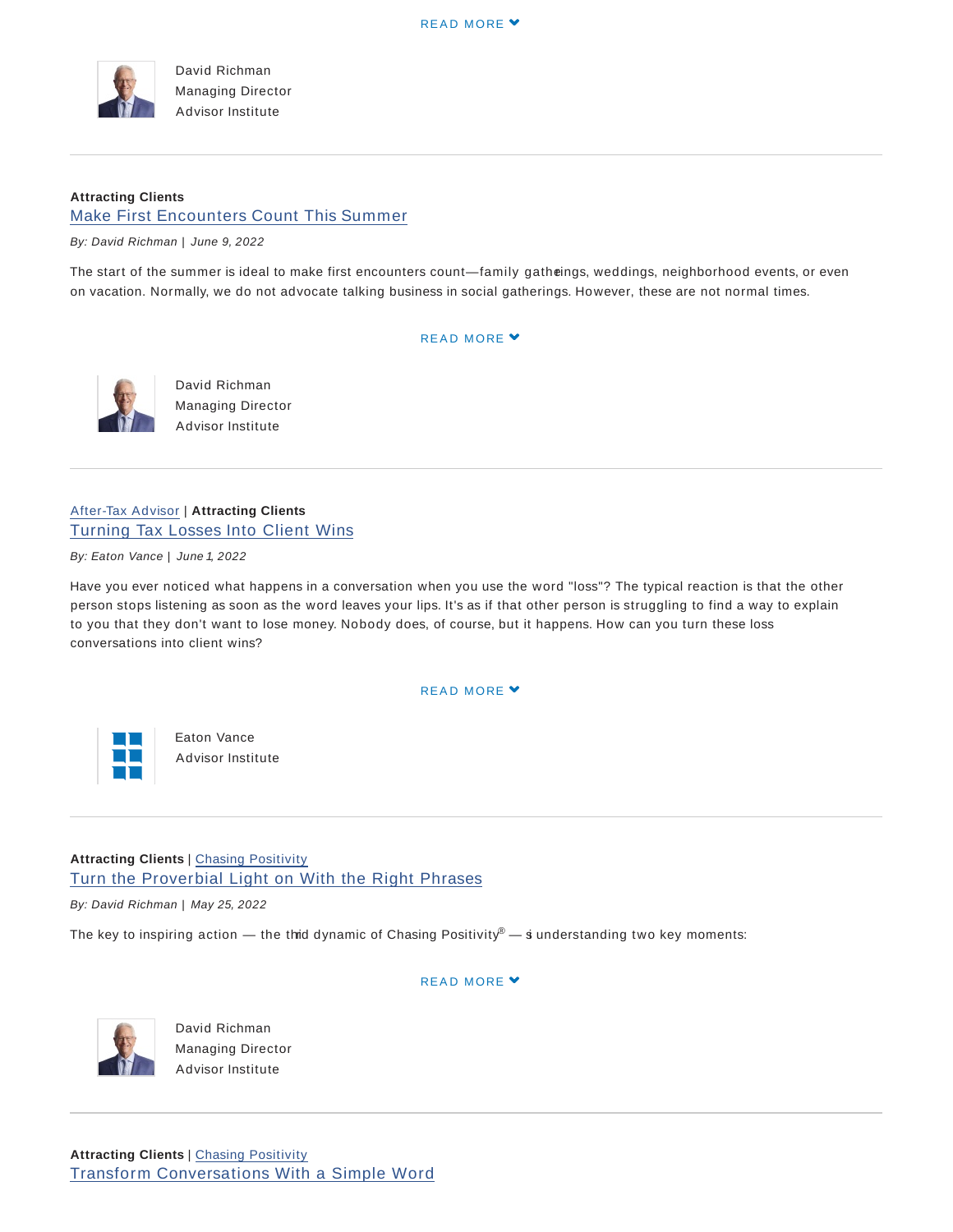READ MORE

David Richman
Managing Director
Advisor Institute

---

**Attracting Clients**

## Make First Encounters Count This Summer

*By: David Richman | June 9, 2022*

The start of the summer is ideal to make first encounters count—family gatherings, weddings, neighborhood events, or even on vacation. Normally, we do not advocate talking business in social gatherings. However, these are not normal times.

READ MORE

David Richman
Managing Director
Advisor Institute

---

After-Tax Advisor | **Attracting Clients**

## Turning Tax Losses Into Client Wins

*By: Eaton Vance | June 1, 2022*

Have you ever noticed what happens in a conversation when you use the word "loss"? The typical reaction is that the other person stops listening as soon as the word leaves your lips. It's as if that other person is struggling to find a way to explain to you that they don't want to lose money. Nobody does, of course, but it happens. How can you turn these loss conversations into client wins?

READ MORE

Eaton Vance
Advisor Institute

---

**Attracting Clients** | Chasing Positivity

## Turn the Proverbial Light on With the Right Phrases

*By: David Richman | May 25, 2022*

The key to inspiring action — the third dynamic of Chasing Positivity® — is understanding two key moments:

READ MORE

David Richman
Managing Director
Advisor Institute

---

**Attracting Clients** | Chasing Positivity

## Transform Conversations With a Simple Word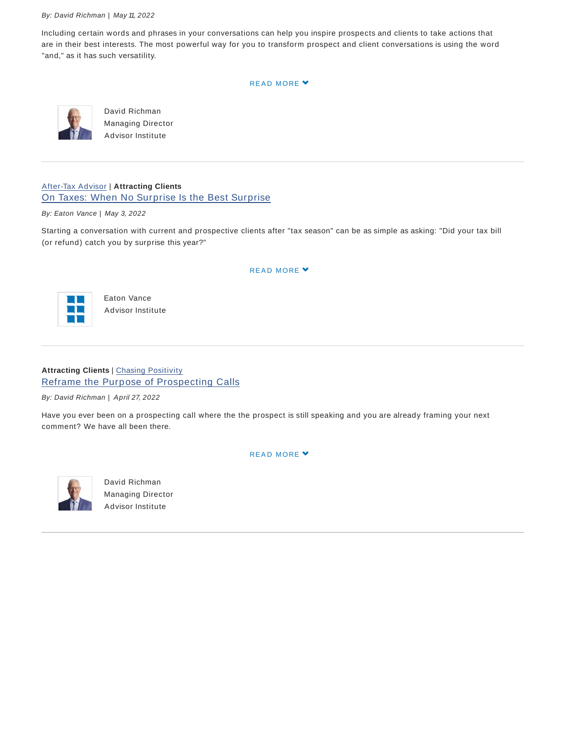*By: David Richman | May 11, 2022*

Including certain words and phrases in your conversations can help you inspire prospects and clients to take actions that are in their best interests. The most powerful way for you to transform prospect and client conversations is using the word "and," as it has such versatility.

READ MORE

David Richman
Managing Director
Advisor Institute

---

After-Tax Advisor | **Attracting Clients**

## On Taxes: When No Surprise Is the Best Surprise

*By: Eaton Vance | May 3, 2022*

Starting a conversation with current and prospective clients after "tax season" can be as simple as asking: "Did your tax bill (or refund) catch you by surprise this year?"

READ MORE

Eaton Vance
Advisor Institute

---

**Attracting Clients** | Chasing Positivity

## Reframe the Purpose of Prospecting Calls

*By: David Richman | April 27, 2022*

Have you ever been on a prospecting call where the the prospect is still speaking and you are already framing your next comment? We have all been there.

READ MORE

David Richman
Managing Director
Advisor Institute

---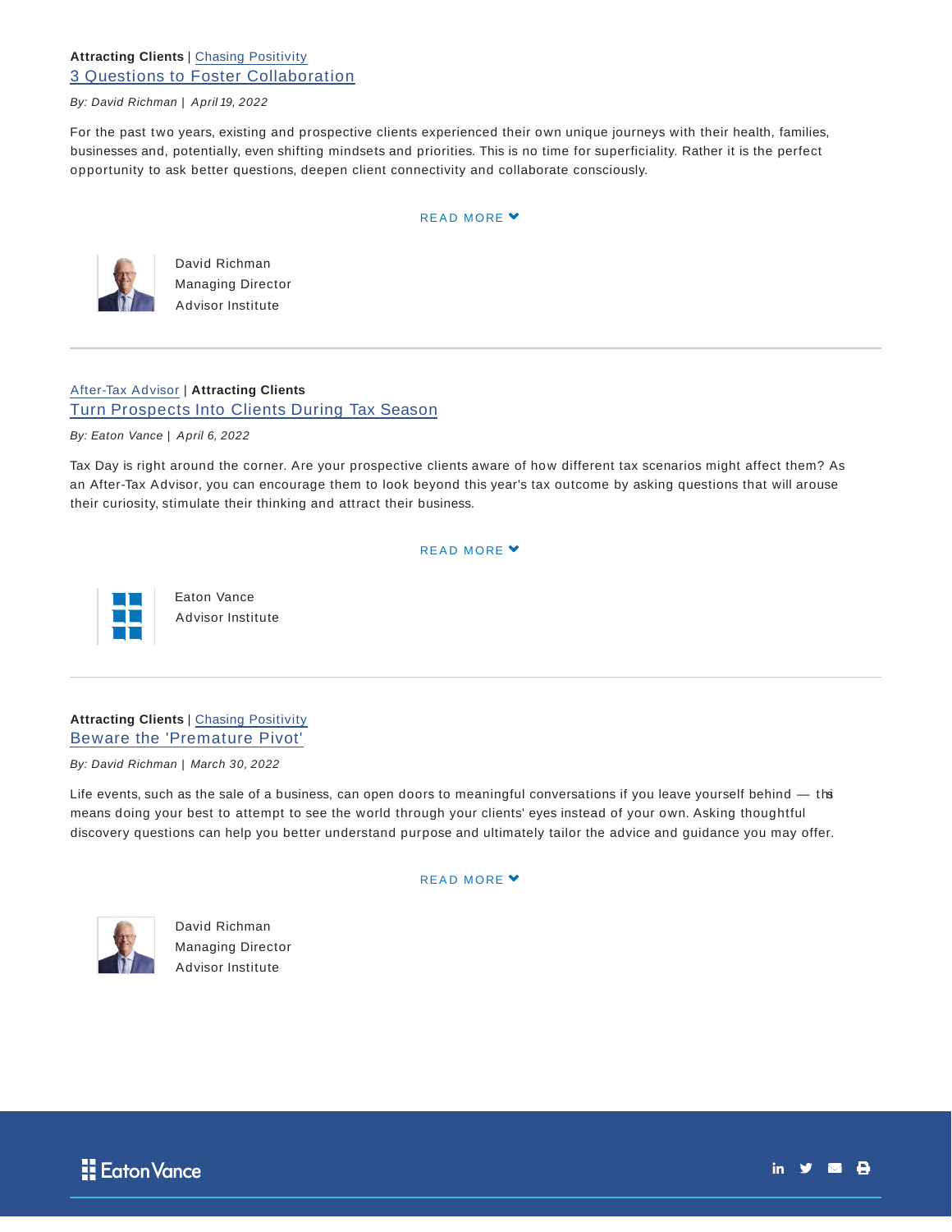**Attracting Clients** | Chasing Positivity

## 3 Questions to Foster Collaboration

*By: David Richman | April 19, 2022*

For the past two years, existing and prospective clients experienced their own unique journeys with their health, families, businesses and, potentially, even shifting mindsets and priorities. This is no time for superficiality. Rather it is the perfect opportunity to ask better questions, deepen client connectivity and collaborate consciously.

READ MORE

David Richman
Managing Director
Advisor Institute

---

After-Tax Advisor | **Attracting Clients**

## Turn Prospects Into Clients During Tax Season

*By: Eaton Vance | April 6, 2022*

Tax Day is right around the corner. Are your prospective clients aware of how different tax scenarios might affect them? As an After-Tax Advisor, you can encourage them to look beyond this year's tax outcome by asking questions that will arouse their curiosity, stimulate their thinking and attract their business.

READ MORE

Eaton Vance
Advisor Institute

---

**Attracting Clients** | Chasing Positivity

## Beware the 'Premature Pivot'

*By: David Richman | March 30, 2022*

Life events, such as the sale of a business, can open doors to meaningful conversations if you leave yourself behind — this means doing your best to attempt to see the world through your clients' eyes instead of your own. Asking thoughtful discovery questions can help you better understand purpose and ultimately tailor the advice and guidance you may offer.

READ MORE

David Richman
Managing Director
Advisor Institute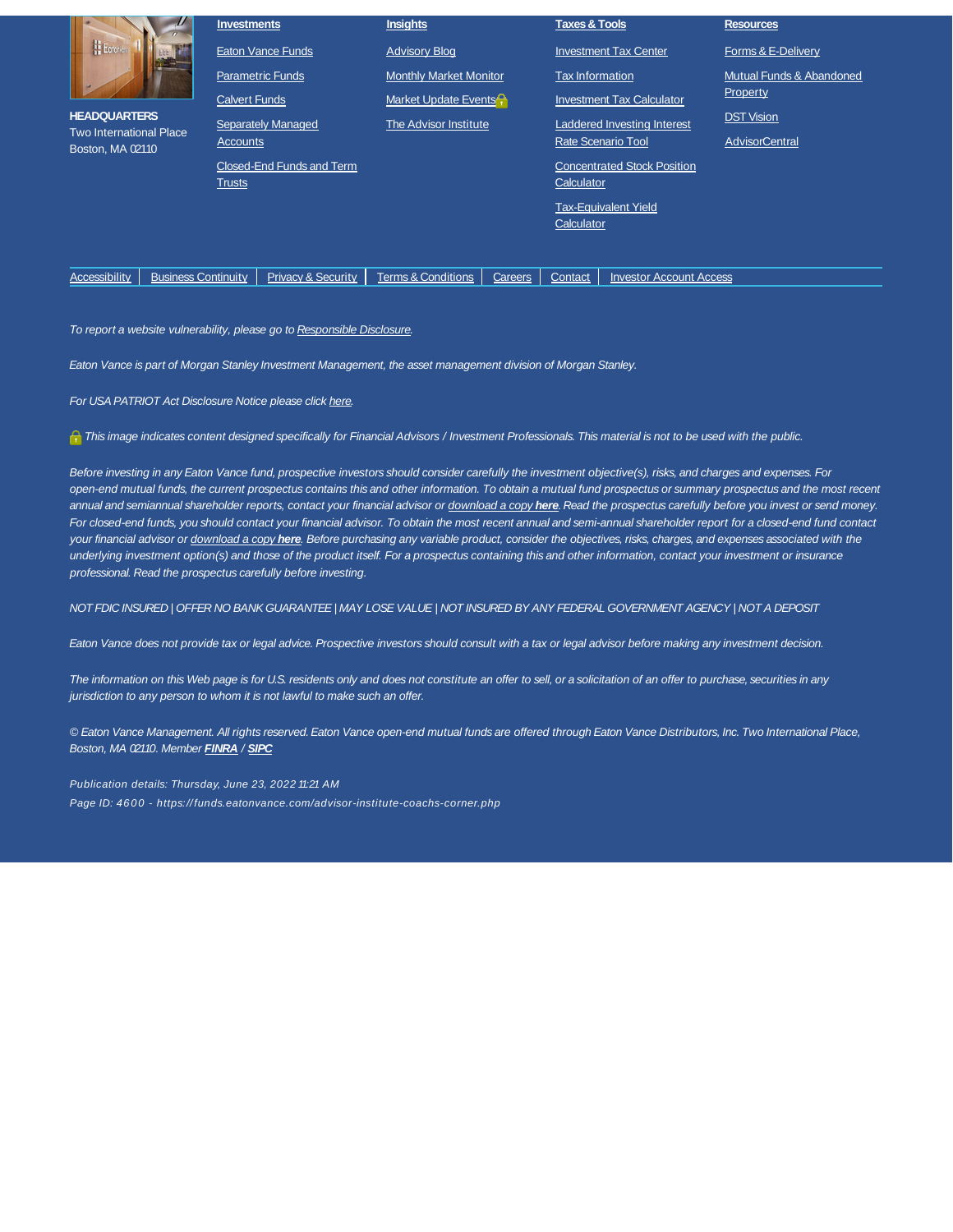**HEADQUARTERS**
Two International Place
Boston, MA 02110

**Investments**

- Eaton Vance Funds
- Parametric Funds
- Calvert Funds
- Separately Managed Accounts
- Closed-End Funds and Term Trusts

**Insights**

- Advisory Blog
- Monthly Market Monitor
- Market Update Events
- The Advisor Institute

**Taxes & Tools**

- Investment Tax Center
- Tax Information
- Investment Tax Calculator
- Laddered Investing Interest Rate Scenario Tool
- Concentrated Stock Position Calculator
- Tax-Equivalent Yield Calculator

**Resources**

- Forms & E-Delivery
- Mutual Funds & Abandoned Property
- DST Vision
- AdvisorCentral

Accessibility | Business Continuity | Privacy & Security | Terms & Conditions | Careers | Contact | Investor Account Access

*To report a website vulnerability, please go to Responsible Disclosure.*

*Eaton Vance is part of Morgan Stanley Investment Management, the asset management division of Morgan Stanley.*

*For USA PATRIOT Act Disclosure Notice please click here.*

*This image indicates content designed specifically for Financial Advisors / Investment Professionals. This material is not to be used with the public.*

*Before investing in any Eaton Vance fund, prospective investors should consider carefully the investment objective(s), risks, and charges and expenses. For open-end mutual funds, the current prospectus contains this and other information. To obtain a mutual fund prospectus or summary prospectus and the most recent annual and semiannual shareholder reports, contact your financial advisor or download a copy **here**. Read the prospectus carefully before you invest or send money. For closed-end funds, you should contact your financial advisor. To obtain the most recent annual and semi-annual shareholder report for a closed-end fund contact your financial advisor or download a copy **here**. Before purchasing any variable product, consider the objectives, risks, charges, and expenses associated with the underlying investment option(s) and those of the product itself. For a prospectus containing this and other information, contact your investment or insurance professional. Read the prospectus carefully before investing.*

*NOT FDIC INSURED | OFFER NO BANK GUARANTEE | MAY LOSE VALUE | NOT INSURED BY ANY FEDERAL GOVERNMENT AGENCY | NOT A DEPOSIT*

*Eaton Vance does not provide tax or legal advice. Prospective investors should consult with a tax or legal advisor before making any investment decision.*

*The information on this Web page is for U.S. residents only and does not constitute an offer to sell, or a solicitation of an offer to purchase, securities in any jurisdiction to any person to whom it is not lawful to make such an offer.*

*© Eaton Vance Management. All rights reserved. Eaton Vance open-end mutual funds are offered through Eaton Vance Distributors, Inc. Two International Place, Boston, MA 02110. Member **FINRA** / **SIPC***

*Publication details: Thursday, June 23, 2022 11:21 AM*
*Page ID: 4600 - https://funds.eatonvance.com/advisor-institute-coachs-corner.php*